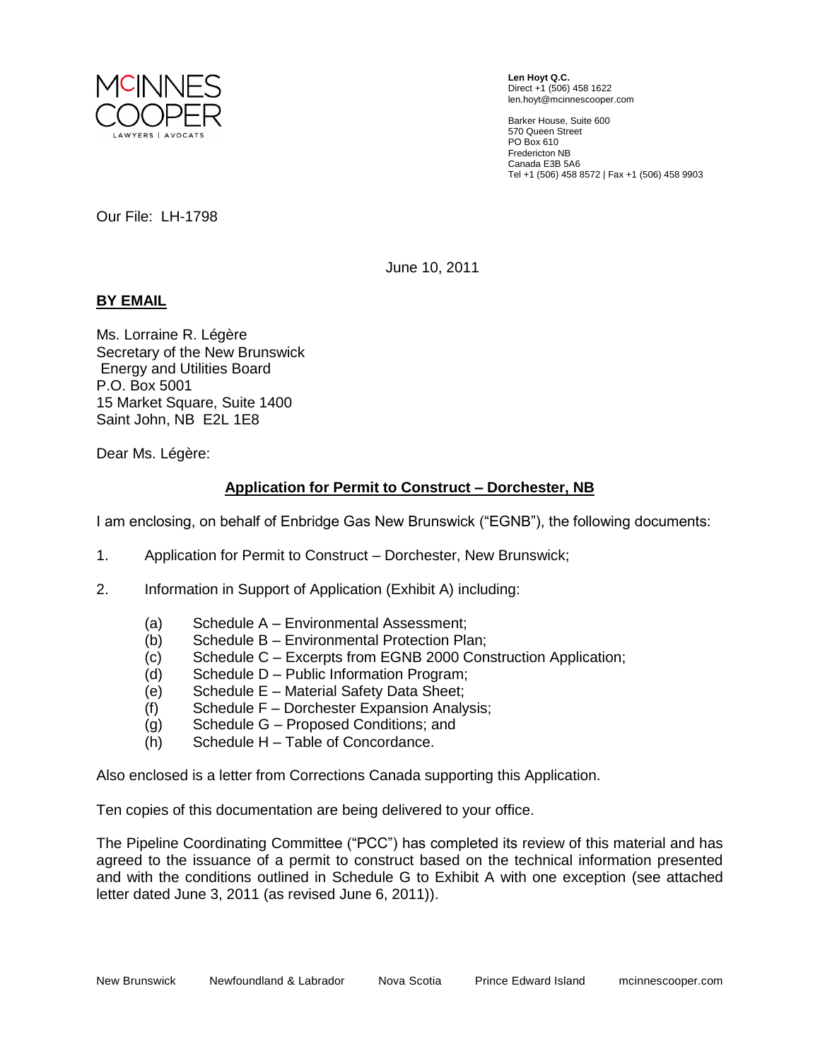MCINNES COOPER
LAWYERS | AVOCATS

**Len Hoyt Q.C.**
Direct +1 (506) 458 1622
len.hoyt@mcinnescooper.com

Barker House, Suite 600
570 Queen Street
PO Box 610
Fredericton NB
Canada E3B 5A6
Tel +1 (506) 458 8572 | Fax +1 (506) 458 9903

Our File: LH-1798

June 10, 2011

**BY EMAIL**

Ms. Lorraine R. Légère
Secretary of the New Brunswick
Energy and Utilities Board
P.O. Box 5001
15 Market Square, Suite 1400
Saint John, NB E2L 1E8

Dear Ms. Légère:

**Application for Permit to Construct – Dorchester, NB**

I am enclosing, on behalf of Enbridge Gas New Brunswick ("EGNB"), the following documents:

1. Application for Permit to Construct – Dorchester, New Brunswick;

2. Information in Support of Application (Exhibit A) including:

   (a) Schedule A – Environmental Assessment;
   (b) Schedule B – Environmental Protection Plan;
   (c) Schedule C – Excerpts from EGNB 2000 Construction Application;
   (d) Schedule D – Public Information Program;
   (e) Schedule E – Material Safety Data Sheet;
   (f) Schedule F – Dorchester Expansion Analysis;
   (g) Schedule G – Proposed Conditions; and
   (h) Schedule H – Table of Concordance.

Also enclosed is a letter from Corrections Canada supporting this Application.

Ten copies of this documentation are being delivered to your office.

The Pipeline Coordinating Committee ("PCC") has completed its review of this material and has agreed to the issuance of a permit to construct based on the technical information presented and with the conditions outlined in Schedule G to Exhibit A with one exception (see attached letter dated June 3, 2011 (as revised June 6, 2011)).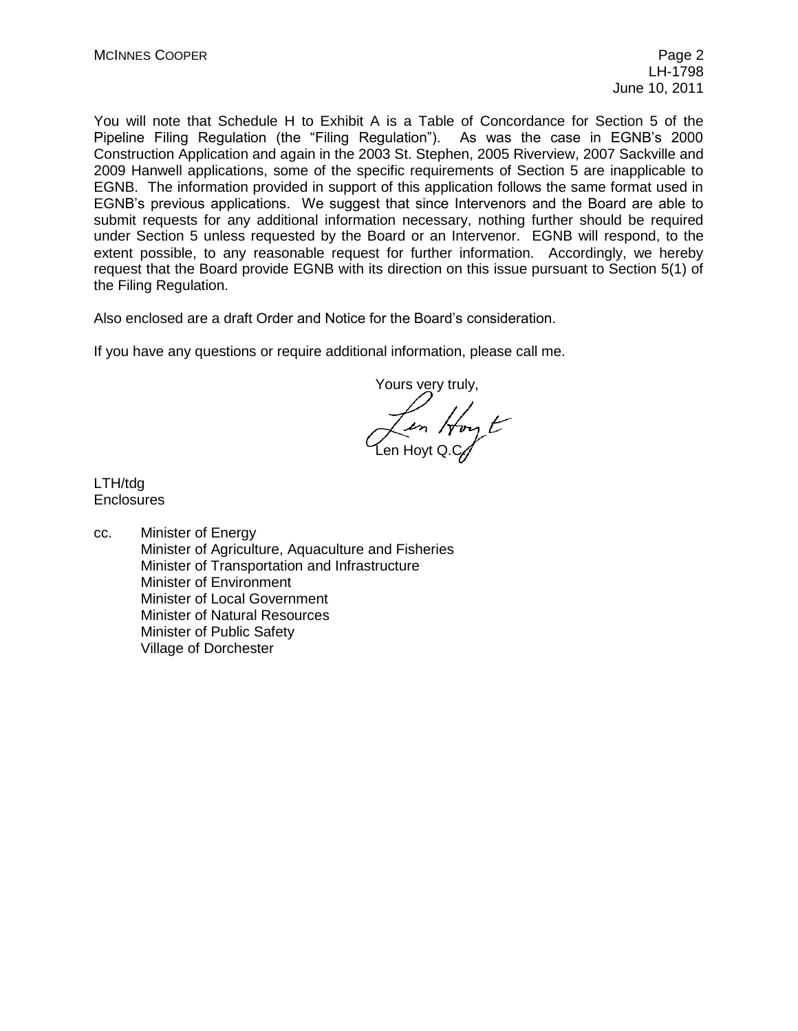You will note that Schedule H to Exhibit A is a Table of Concordance for Section 5 of the Pipeline Filing Regulation (the "Filing Regulation"). As was the case in EGNB's 2000 Construction Application and again in the 2003 St. Stephen, 2005 Riverview, 2007 Sackville and 2009 Hanwell applications, some of the specific requirements of Section 5 are inapplicable to EGNB. The information provided in support of this application follows the same format used in EGNB's previous applications. We suggest that since Intervenors and the Board are able to submit requests for any additional information necessary, nothing further should be required under Section 5 unless requested by the Board or an Intervenor. EGNB will respond, to the extent possible, to any reasonable request for further information. Accordingly, we hereby request that the Board provide EGNB with its direction on this issue pursuant to Section 5(1) of the Filing Regulation.

Also enclosed are a draft Order and Notice for the Board's consideration.

If you have any questions or require additional information, please call me.

Yours very truly,

Len Hoyt Q.C.

LTH/tdg
Enclosures

cc. Minister of Energy
Minister of Agriculture, Aquaculture and Fisheries
Minister of Transportation and Infrastructure
Minister of Environment
Minister of Local Government
Minister of Natural Resources
Minister of Public Safety
Village of Dorchester